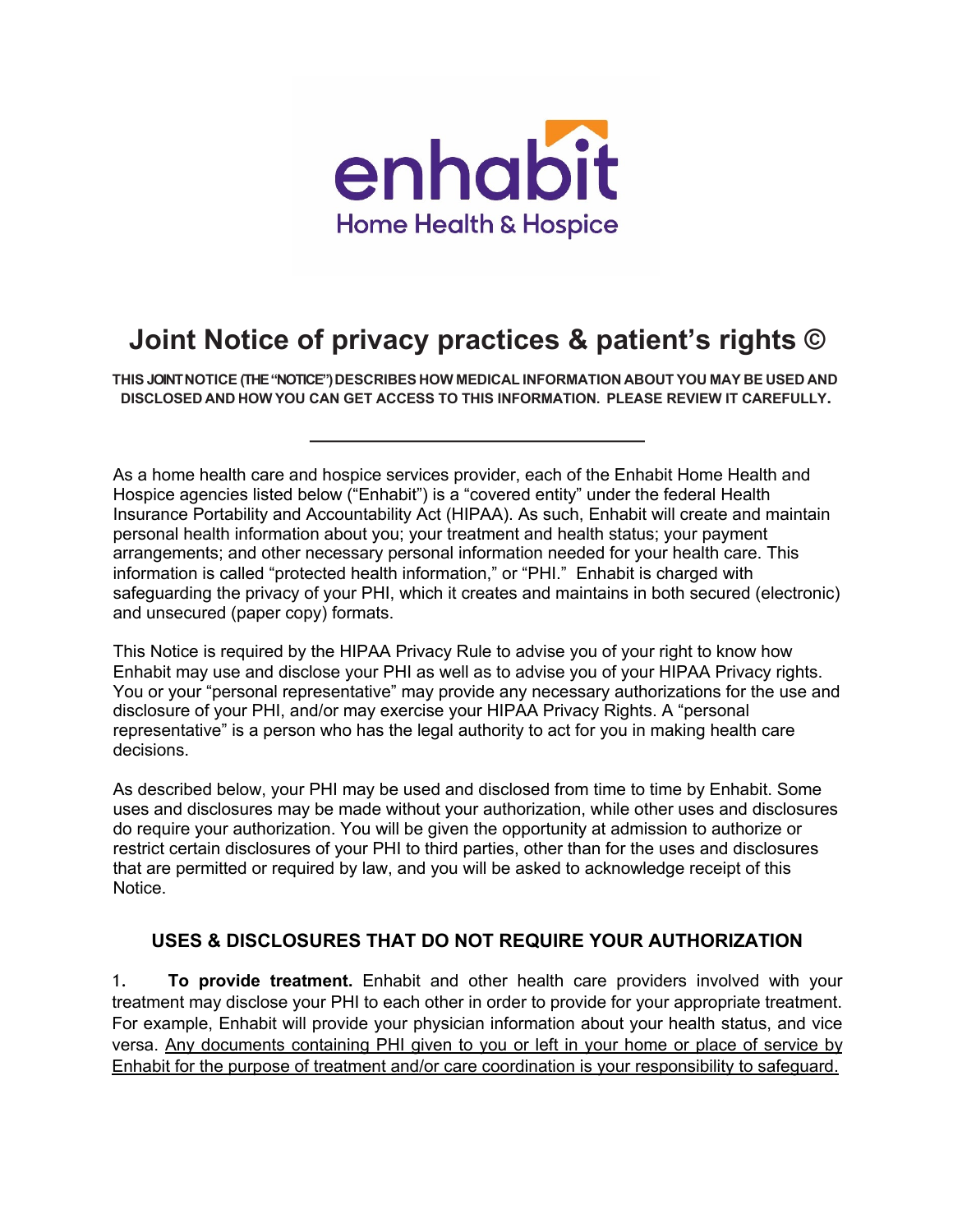enhabit
Home Health & Hospice

# Joint Notice of privacy practices & patient's rights ©

**THIS JOINT NOTICE (THE "NOTICE") DESCRIBES HOW MEDICAL INFORMATION ABOUT YOU MAY BE USED AND DISCLOSED AND HOW YOU CAN GET ACCESS TO THIS INFORMATION. PLEASE REVIEW IT CAREFULLY.**

---

As a home health care and hospice services provider, each of the Enhabit Home Health and Hospice agencies listed below ("Enhabit") is a "covered entity" under the federal Health Insurance Portability and Accountability Act (HIPAA). As such, Enhabit will create and maintain personal health information about you; your treatment and health status; your payment arrangements; and other necessary personal information needed for your health care. This information is called "protected health information," or "PHI." Enhabit is charged with safeguarding the privacy of your PHI, which it creates and maintains in both secured (electronic) and unsecured (paper copy) formats.

This Notice is required by the HIPAA Privacy Rule to advise you of your right to know how Enhabit may use and disclose your PHI as well as to advise you of your HIPAA Privacy rights. You or your "personal representative" may provide any necessary authorizations for the use and disclosure of your PHI, and/or may exercise your HIPAA Privacy Rights. A "personal representative" is a person who has the legal authority to act for you in making health care decisions.

As described below, your PHI may be used and disclosed from time to time by Enhabit. Some uses and disclosures may be made without your authorization, while other uses and disclosures do require your authorization. You will be given the opportunity at admission to authorize or restrict certain disclosures of your PHI to third parties, other than for the uses and disclosures that are permitted or required by law, and you will be asked to acknowledge receipt of this Notice.

## USES & DISCLOSURES THAT DO NOT REQUIRE YOUR AUTHORIZATION

1. **To provide treatment.** Enhabit and other health care providers involved with your treatment may disclose your PHI to each other in order to provide for your appropriate treatment. For example, Enhabit will provide your physician information about your health status, and vice versa. <u>Any documents containing PHI given to you or left in your home or place of service by Enhabit for the purpose of treatment and/or care coordination is your responsibility to safeguard.</u>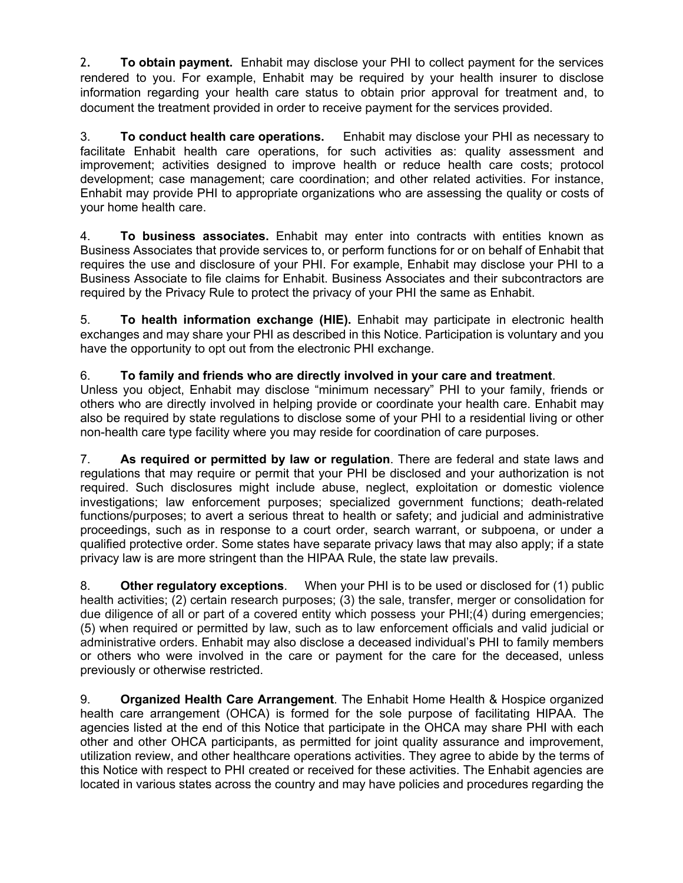2. **To obtain payment.** Enhabit may disclose your PHI to collect payment for the services rendered to you. For example, Enhabit may be required by your health insurer to disclose information regarding your health care status to obtain prior approval for treatment and, to document the treatment provided in order to receive payment for the services provided.

3. **To conduct health care operations.** Enhabit may disclose your PHI as necessary to facilitate Enhabit health care operations, for such activities as: quality assessment and improvement; activities designed to improve health or reduce health care costs; protocol development; case management; care coordination; and other related activities. For instance, Enhabit may provide PHI to appropriate organizations who are assessing the quality or costs of your home health care.

4. **To business associates.** Enhabit may enter into contracts with entities known as Business Associates that provide services to, or perform functions for or on behalf of Enhabit that requires the use and disclosure of your PHI. For example, Enhabit may disclose your PHI to a Business Associate to file claims for Enhabit. Business Associates and their subcontractors are required by the Privacy Rule to protect the privacy of your PHI the same as Enhabit.

5. **To health information exchange (HIE).** Enhabit may participate in electronic health exchanges and may share your PHI as described in this Notice. Participation is voluntary and you have the opportunity to opt out from the electronic PHI exchange.

6. **To family and friends who are directly involved in your care and treatment**. Unless you object, Enhabit may disclose "minimum necessary" PHI to your family, friends or others who are directly involved in helping provide or coordinate your health care. Enhabit may also be required by state regulations to disclose some of your PHI to a residential living or other non-health care type facility where you may reside for coordination of care purposes.

7. **As required or permitted by law or regulation**. There are federal and state laws and regulations that may require or permit that your PHI be disclosed and your authorization is not required. Such disclosures might include abuse, neglect, exploitation or domestic violence investigations; law enforcement purposes; specialized government functions; death-related functions/purposes; to avert a serious threat to health or safety; and judicial and administrative proceedings, such as in response to a court order, search warrant, or subpoena, or under a qualified protective order. Some states have separate privacy laws that may also apply; if a state privacy law is are more stringent than the HIPAA Rule, the state law prevails.

8. **Other regulatory exceptions**. When your PHI is to be used or disclosed for (1) public health activities; (2) certain research purposes; (3) the sale, transfer, merger or consolidation for due diligence of all or part of a covered entity which possess your PHI;(4) during emergencies; (5) when required or permitted by law, such as to law enforcement officials and valid judicial or administrative orders. Enhabit may also disclose a deceased individual's PHI to family members or others who were involved in the care or payment for the care for the deceased, unless previously or otherwise restricted.

9. **Organized Health Care Arrangement**. The Enhabit Home Health & Hospice organized health care arrangement (OHCA) is formed for the sole purpose of facilitating HIPAA. The agencies listed at the end of this Notice that participate in the OHCA may share PHI with each other and other OHCA participants, as permitted for joint quality assurance and improvement, utilization review, and other healthcare operations activities. They agree to abide by the terms of this Notice with respect to PHI created or received for these activities. The Enhabit agencies are located in various states across the country and may have policies and procedures regarding the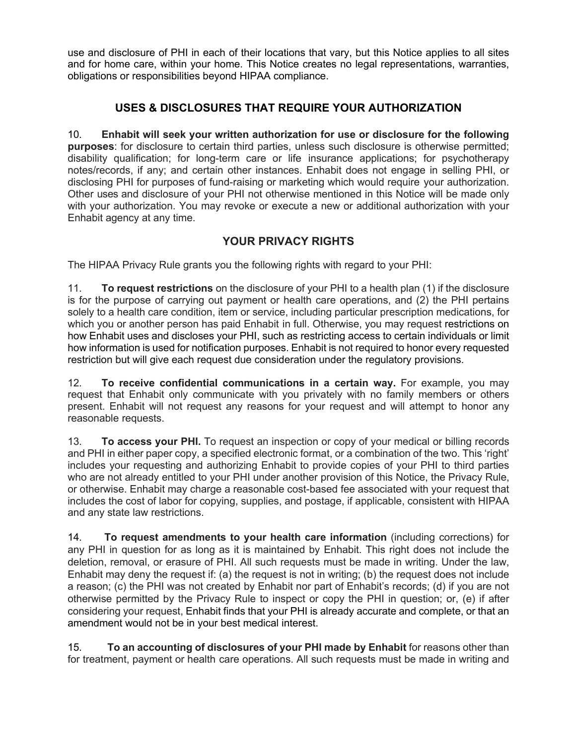use and disclosure of PHI in each of their locations that vary, but this Notice applies to all sites and for home care, within your home. This Notice creates no legal representations, warranties, obligations or responsibilities beyond HIPAA compliance.

## USES & DISCLOSURES THAT REQUIRE YOUR AUTHORIZATION

10. **Enhabit will seek your written authorization for use or disclosure for the following purposes**: for disclosure to certain third parties, unless such disclosure is otherwise permitted; disability qualification; for long-term care or life insurance applications; for psychotherapy notes/records, if any; and certain other instances. Enhabit does not engage in selling PHI, or disclosing PHI for purposes of fund-raising or marketing which would require your authorization. Other uses and disclosure of your PHI not otherwise mentioned in this Notice will be made only with your authorization. You may revoke or execute a new or additional authorization with your Enhabit agency at any time.

## YOUR PRIVACY RIGHTS

The HIPAA Privacy Rule grants you the following rights with regard to your PHI:

11. **To request restrictions** on the disclosure of your PHI to a health plan (1) if the disclosure is for the purpose of carrying out payment or health care operations, and (2) the PHI pertains solely to a health care condition, item or service, including particular prescription medications, for which you or another person has paid Enhabit in full. Otherwise, you may request restrictions on how Enhabit uses and discloses your PHI, such as restricting access to certain individuals or limit how information is used for notification purposes. Enhabit is not required to honor every requested restriction but will give each request due consideration under the regulatory provisions.

12. **To receive confidential communications in a certain way.** For example, you may request that Enhabit only communicate with you privately with no family members or others present. Enhabit will not request any reasons for your request and will attempt to honor any reasonable requests.

13. **To access your PHI.** To request an inspection or copy of your medical or billing records and PHI in either paper copy, a specified electronic format, or a combination of the two. This 'right' includes your requesting and authorizing Enhabit to provide copies of your PHI to third parties who are not already entitled to your PHI under another provision of this Notice, the Privacy Rule, or otherwise. Enhabit may charge a reasonable cost-based fee associated with your request that includes the cost of labor for copying, supplies, and postage, if applicable, consistent with HIPAA and any state law restrictions.

14. **To request amendments to your health care information** (including corrections) for any PHI in question for as long as it is maintained by Enhabit. This right does not include the deletion, removal, or erasure of PHI. All such requests must be made in writing. Under the law, Enhabit may deny the request if: (a) the request is not in writing; (b) the request does not include a reason; (c) the PHI was not created by Enhabit nor part of Enhabit's records; (d) if you are not otherwise permitted by the Privacy Rule to inspect or copy the PHI in question; or, (e) if after considering your request, Enhabit finds that your PHI is already accurate and complete, or that an amendment would not be in your best medical interest.

15. **To an accounting of disclosures of your PHI made by Enhabit** for reasons other than for treatment, payment or health care operations. All such requests must be made in writing and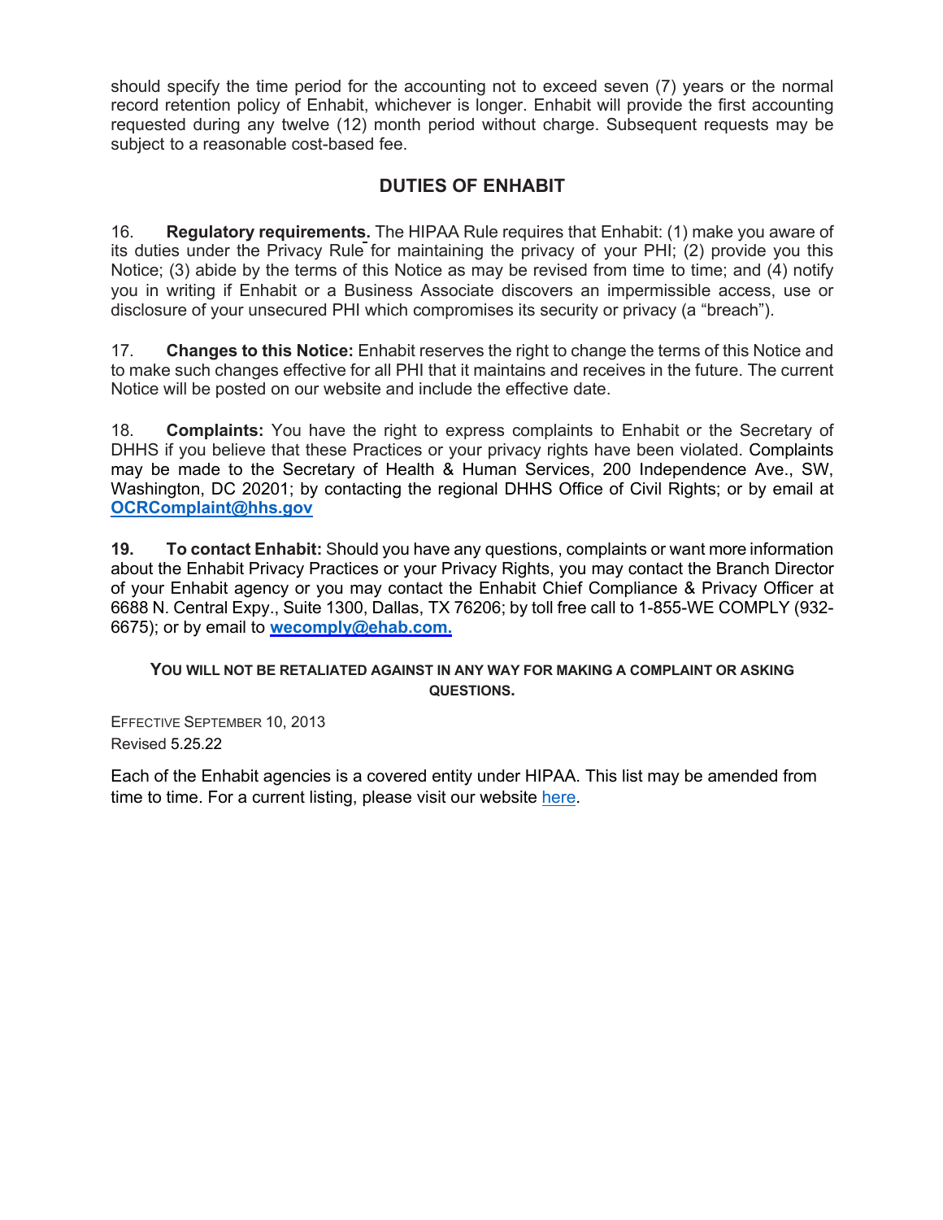should specify the time period for the accounting not to exceed seven (7) years or the normal record retention policy of Enhabit, whichever is longer. Enhabit will provide the first accounting requested during any twelve (12) month period without charge. Subsequent requests may be subject to a reasonable cost-based fee.

## DUTIES OF ENHABIT

16. **Regulatory requirements.** The HIPAA Rule requires that Enhabit: (1) make you aware of its duties under the Privacy Rule for maintaining the privacy of your PHI; (2) provide you this Notice; (3) abide by the terms of this Notice as may be revised from time to time; and (4) notify you in writing if Enhabit or a Business Associate discovers an impermissible access, use or disclosure of your unsecured PHI which compromises its security or privacy (a "breach").

17. **Changes to this Notice:** Enhabit reserves the right to change the terms of this Notice and to make such changes effective for all PHI that it maintains and receives in the future. The current Notice will be posted on our website and include the effective date.

18. **Complaints:** You have the right to express complaints to Enhabit or the Secretary of DHHS if you believe that these Practices or your privacy rights have been violated. Complaints may be made to the Secretary of Health & Human Services, 200 Independence Ave., SW, Washington, DC 20201; by contacting the regional DHHS Office of Civil Rights; or by email at **OCRComplaint@hhs.gov**

**19. To contact Enhabit:** Should you have any questions, complaints or want more information about the Enhabit Privacy Practices or your Privacy Rights, you may contact the Branch Director of your Enhabit agency or you may contact the Enhabit Chief Compliance & Privacy Officer at 6688 N. Central Expy., Suite 1300, Dallas, TX 76206; by toll free call to 1-855-WE COMPLY (932-6675); or by email to **wecomply@ehab.com.**

**YOU WILL NOT BE RETALIATED AGAINST IN ANY WAY FOR MAKING A COMPLAINT OR ASKING QUESTIONS.**

EFFECTIVE SEPTEMBER 10, 2013
Revised 5.25.22

Each of the Enhabit agencies is a covered entity under HIPAA. This list may be amended from time to time. For a current listing, please visit our website here.